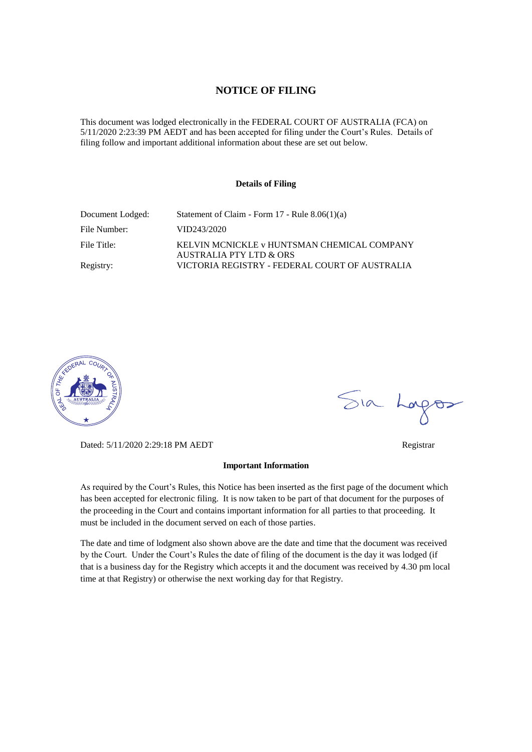# NOTICE OF FILING

This document was lodged electronically in the FEDERAL COURT OF AUSTRALIA (FCA) on 5/11/2020 2:23:39 PM AEDT and has been accepted for filing under the Court's Rules. Details of filing follow and important additional information about these are set out below.

### Details of Filing

| | |
|---|---|
| Document Lodged: | Statement of Claim - Form 17 - Rule 8.06(1)(a) |
| File Number: | VID243/2020 |
| File Title: | KELVIN MCNICKLE v HUNTSMAN CHEMICAL COMPANY AUSTRALIA PTY LTD & ORS |
| Registry: | VICTORIA REGISTRY - FEDERAL COURT OF AUSTRALIA |

Sia Lagos

Dated: 5/11/2020 2:29:18 PM AEDT

Registrar

### Important Information

As required by the Court's Rules, this Notice has been inserted as the first page of the document which has been accepted for electronic filing. It is now taken to be part of that document for the purposes of the proceeding in the Court and contains important information for all parties to that proceeding. It must be included in the document served on each of those parties.

The date and time of lodgment also shown above are the date and time that the document was received by the Court. Under the Court's Rules the date of filing of the document is the day it was lodged (if that is a business day for the Registry which accepts it and the document was received by 4.30 pm local time at that Registry) or otherwise the next working day for that Registry.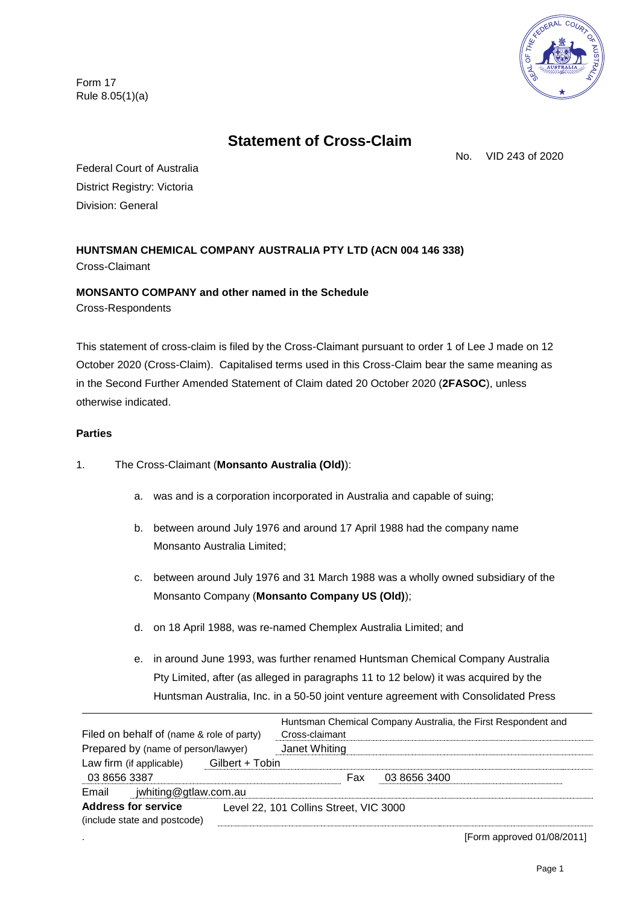Form 17
Rule 8.05(1)(a)

# Statement of Cross-Claim

No. VID 243 of 2020

Federal Court of Australia
District Registry: Victoria
Division: General

**HUNTSMAN CHEMICAL COMPANY AUSTRALIA PTY LTD (ACN 004 146 338)**
Cross-Claimant

**MONSANTO COMPANY and other named in the Schedule**
Cross-Respondents

This statement of cross-claim is filed by the Cross-Claimant pursuant to order 1 of Lee J made on 12 October 2020 (Cross-Claim). Capitalised terms used in this Cross-Claim bear the same meaning as in the Second Further Amended Statement of Claim dated 20 October 2020 (**2FASOC**), unless otherwise indicated.

**Parties**

1. The Cross-Claimant (**Monsanto Australia (Old)**):

   a. was and is a corporation incorporated in Australia and capable of suing;

   b. between around July 1976 and around 17 April 1988 had the company name Monsanto Australia Limited;

   c. between around July 1976 and 31 March 1988 was a wholly owned subsidiary of the Monsanto Company (**Monsanto Company US (Old)**);

   d. on 18 April 1988, was re-named Chemplex Australia Limited; and

   e. in around June 1993, was further renamed Huntsman Chemical Company Australia Pty Limited, after (as alleged in paragraphs 11 to 12 below) it was acquired by the Huntsman Australia, Inc. in a 50-50 joint venture agreement with Consolidated Press

| | |
|---|---|
| Filed on behalf of (name & role of party) | Huntsman Chemical Company Australia, the First Respondent and Cross-claimant |
| Prepared by (name of person/lawyer) | Janet Whiting |
| Law firm (if applicable) | Gilbert + Tobin |
| Tel 03 8656 3387 | Fax 03 8656 3400 |
| Email | jwhiting@gtlaw.com.au |
| **Address for service** (include state and postcode) | Level 22, 101 Collins Street, VIC 3000 |

[Form approved 01/08/2011]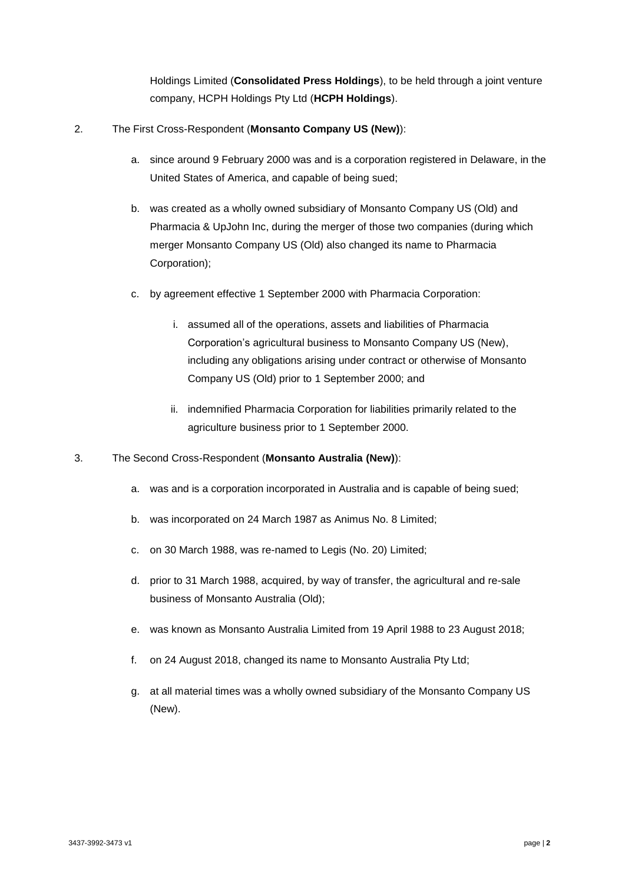Holdings Limited (**Consolidated Press Holdings**), to be held through a joint venture company, HCPH Holdings Pty Ltd (**HCPH Holdings**).

2. The First Cross-Respondent (**Monsanto Company US (New)**):

   a. since around 9 February 2000 was and is a corporation registered in Delaware, in the United States of America, and capable of being sued;

   b. was created as a wholly owned subsidiary of Monsanto Company US (Old) and Pharmacia & UpJohn Inc, during the merger of those two companies (during which merger Monsanto Company US (Old) also changed its name to Pharmacia Corporation);

   c. by agreement effective 1 September 2000 with Pharmacia Corporation:

      i. assumed all of the operations, assets and liabilities of Pharmacia Corporation's agricultural business to Monsanto Company US (New), including any obligations arising under contract or otherwise of Monsanto Company US (Old) prior to 1 September 2000; and

      ii. indemnified Pharmacia Corporation for liabilities primarily related to the agriculture business prior to 1 September 2000.

3. The Second Cross-Respondent (**Monsanto Australia (New)**):

   a. was and is a corporation incorporated in Australia and is capable of being sued;

   b. was incorporated on 24 March 1987 as Animus No. 8 Limited;

   c. on 30 March 1988, was re-named to Legis (No. 20) Limited;

   d. prior to 31 March 1988, acquired, by way of transfer, the agricultural and re-sale business of Monsanto Australia (Old);

   e. was known as Monsanto Australia Limited from 19 April 1988 to 23 August 2018;

   f. on 24 August 2018, changed its name to Monsanto Australia Pty Ltd;

   g. at all material times was a wholly owned subsidiary of the Monsanto Company US (New).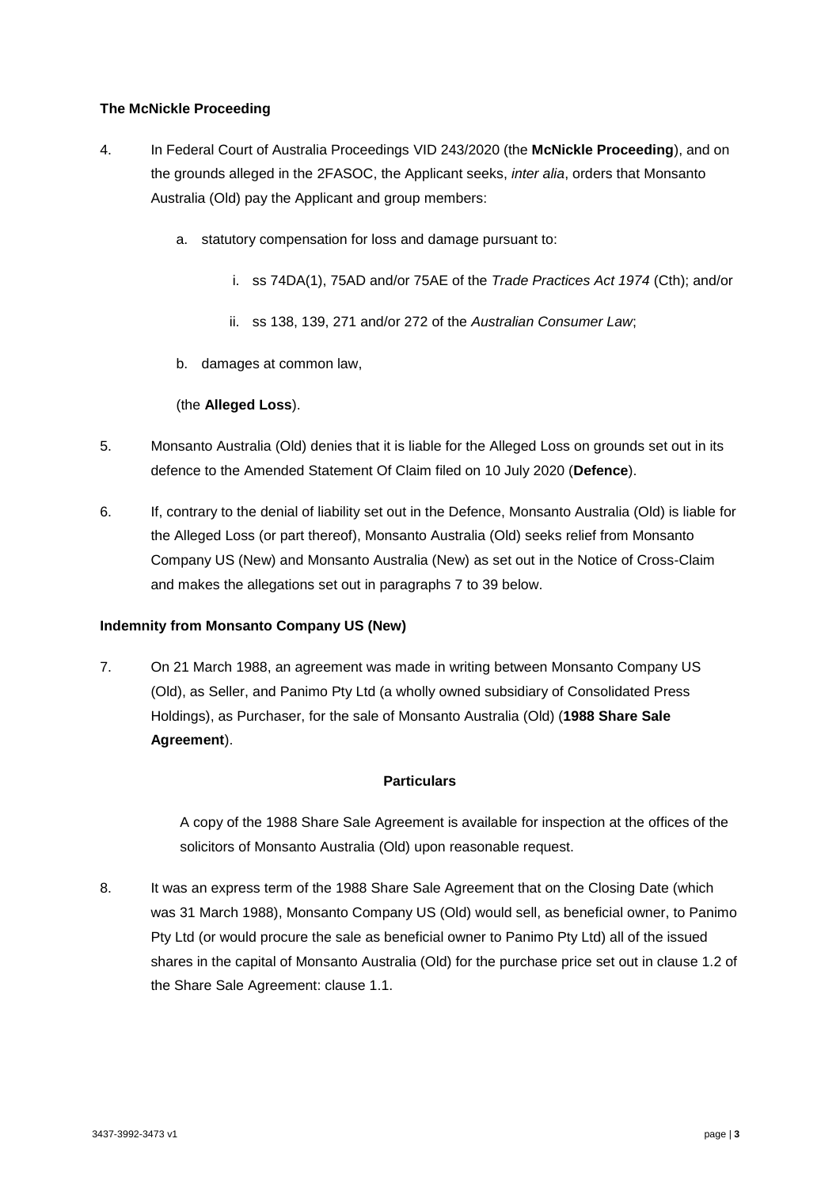**The McNickle Proceeding**

4. In Federal Court of Australia Proceedings VID 243/2020 (the **McNickle Proceeding**), and on the grounds alleged in the 2FASOC, the Applicant seeks, *inter alia*, orders that Monsanto Australia (Old) pay the Applicant and group members:

   a. statutory compensation for loss and damage pursuant to:

      i. ss 74DA(1), 75AD and/or 75AE of the *Trade Practices Act 1974* (Cth); and/or

      ii. ss 138, 139, 271 and/or 272 of the *Australian Consumer Law*;

   b. damages at common law,

   (the **Alleged Loss**).

5. Monsanto Australia (Old) denies that it is liable for the Alleged Loss on grounds set out in its defence to the Amended Statement Of Claim filed on 10 July 2020 (**Defence**).

6. If, contrary to the denial of liability set out in the Defence, Monsanto Australia (Old) is liable for the Alleged Loss (or part thereof), Monsanto Australia (Old) seeks relief from Monsanto Company US (New) and Monsanto Australia (New) as set out in the Notice of Cross-Claim and makes the allegations set out in paragraphs 7 to 39 below.

**Indemnity from Monsanto Company US (New)**

7. On 21 March 1988, an agreement was made in writing between Monsanto Company US (Old), as Seller, and Panimo Pty Ltd (a wholly owned subsidiary of Consolidated Press Holdings), as Purchaser, for the sale of Monsanto Australia (Old) (**1988 Share Sale Agreement**).

   **Particulars**

   A copy of the 1988 Share Sale Agreement is available for inspection at the offices of the solicitors of Monsanto Australia (Old) upon reasonable request.

8. It was an express term of the 1988 Share Sale Agreement that on the Closing Date (which was 31 March 1988), Monsanto Company US (Old) would sell, as beneficial owner, to Panimo Pty Ltd (or would procure the sale as beneficial owner to Panimo Pty Ltd) all of the issued shares in the capital of Monsanto Australia (Old) for the purchase price set out in clause 1.2 of the Share Sale Agreement: clause 1.1.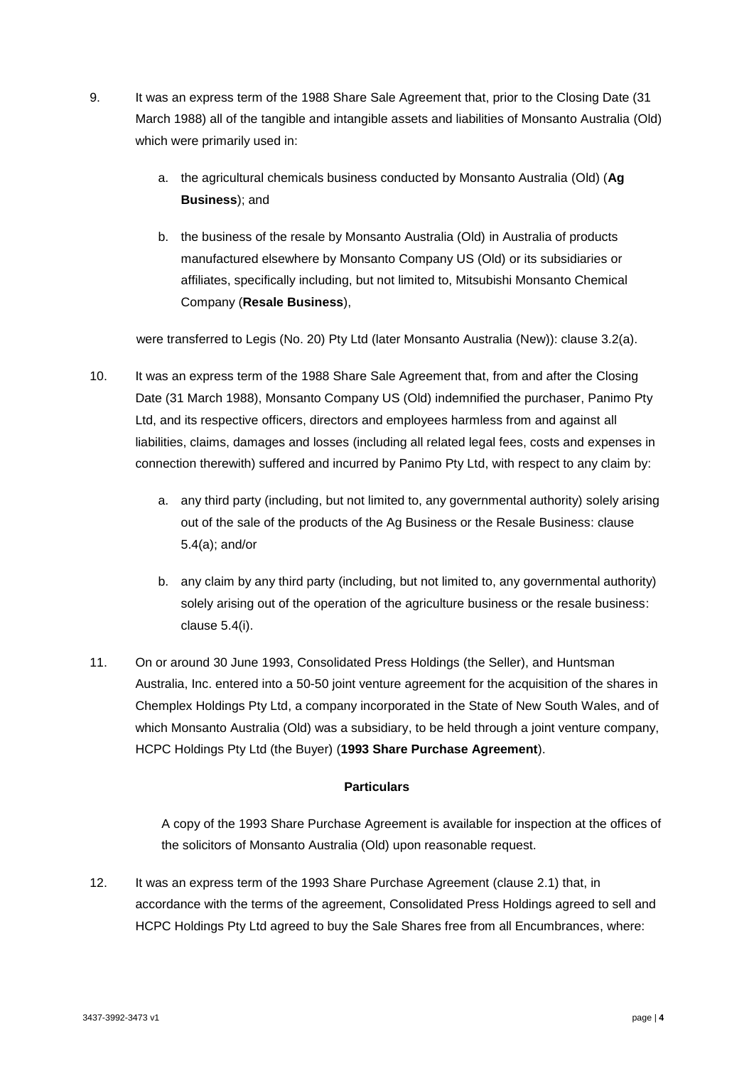9. It was an express term of the 1988 Share Sale Agreement that, prior to the Closing Date (31 March 1988) all of the tangible and intangible assets and liabilities of Monsanto Australia (Old) which were primarily used in:

   a. the agricultural chemicals business conducted by Monsanto Australia (Old) (**Ag Business**); and

   b. the business of the resale by Monsanto Australia (Old) in Australia of products manufactured elsewhere by Monsanto Company US (Old) or its subsidiaries or affiliates, specifically including, but not limited to, Mitsubishi Monsanto Chemical Company (**Resale Business**),

   were transferred to Legis (No. 20) Pty Ltd (later Monsanto Australia (New)): clause 3.2(a).

10. It was an express term of the 1988 Share Sale Agreement that, from and after the Closing Date (31 March 1988), Monsanto Company US (Old) indemnified the purchaser, Panimo Pty Ltd, and its respective officers, directors and employees harmless from and against all liabilities, claims, damages and losses (including all related legal fees, costs and expenses in connection therewith) suffered and incurred by Panimo Pty Ltd, with respect to any claim by:

    a. any third party (including, but not limited to, any governmental authority) solely arising out of the sale of the products of the Ag Business or the Resale Business: clause 5.4(a); and/or

    b. any claim by any third party (including, but not limited to, any governmental authority) solely arising out of the operation of the agriculture business or the resale business: clause 5.4(i).

11. On or around 30 June 1993, Consolidated Press Holdings (the Seller), and Huntsman Australia, Inc. entered into a 50-50 joint venture agreement for the acquisition of the shares in Chemplex Holdings Pty Ltd, a company incorporated in the State of New South Wales, and of which Monsanto Australia (Old) was a subsidiary, to be held through a joint venture company, HCPC Holdings Pty Ltd (the Buyer) (**1993 Share Purchase Agreement**).

**Particulars**

A copy of the 1993 Share Purchase Agreement is available for inspection at the offices of the solicitors of Monsanto Australia (Old) upon reasonable request.

12. It was an express term of the 1993 Share Purchase Agreement (clause 2.1) that, in accordance with the terms of the agreement, Consolidated Press Holdings agreed to sell and HCPC Holdings Pty Ltd agreed to buy the Sale Shares free from all Encumbrances, where: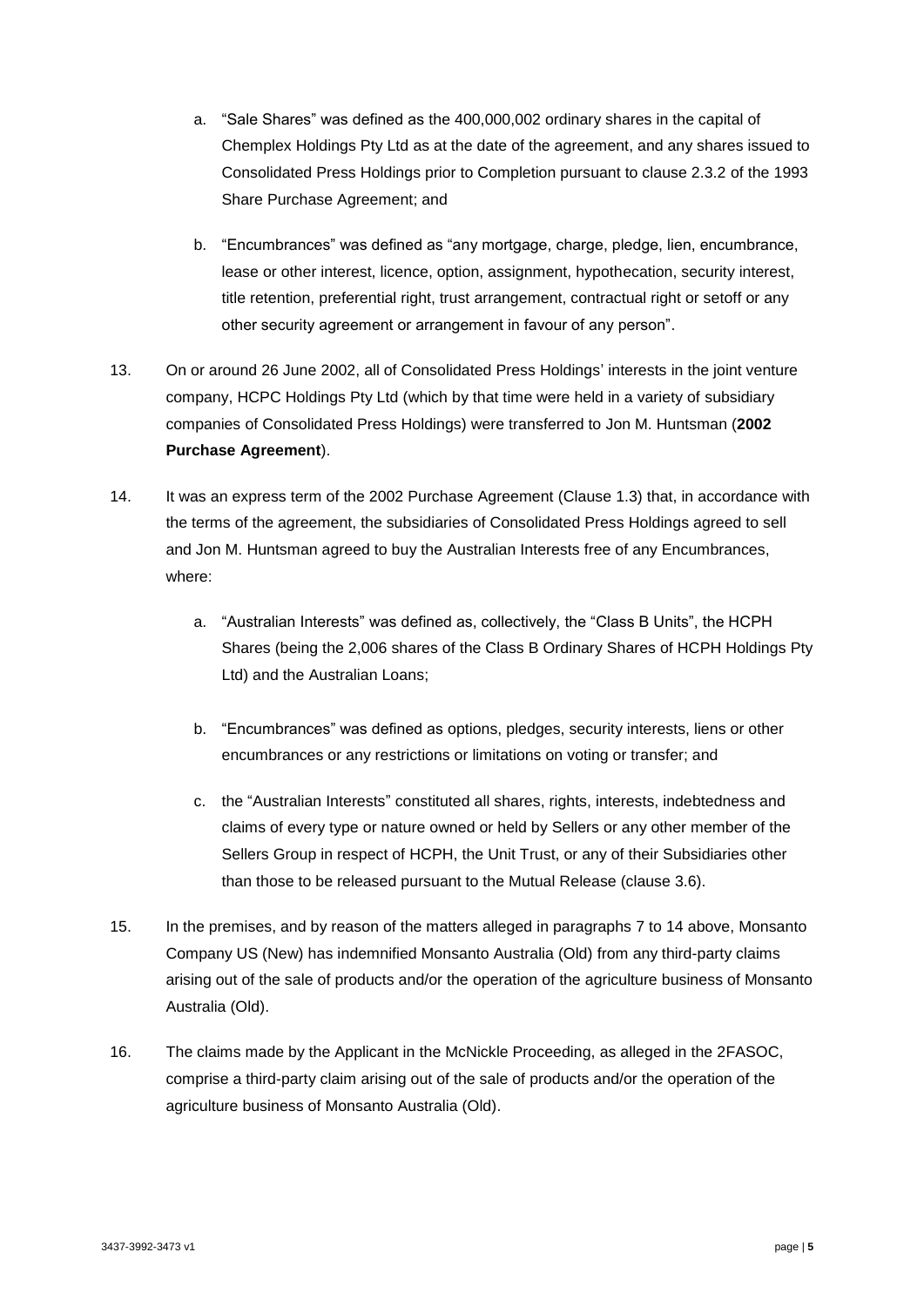a. "Sale Shares" was defined as the 400,000,002 ordinary shares in the capital of Chemplex Holdings Pty Ltd as at the date of the agreement, and any shares issued to Consolidated Press Holdings prior to Completion pursuant to clause 2.3.2 of the 1993 Share Purchase Agreement; and

b. "Encumbrances" was defined as "any mortgage, charge, pledge, lien, encumbrance, lease or other interest, licence, option, assignment, hypothecation, security interest, title retention, preferential right, trust arrangement, contractual right or setoff or any other security agreement or arrangement in favour of any person".

13. On or around 26 June 2002, all of Consolidated Press Holdings' interests in the joint venture company, HCPC Holdings Pty Ltd (which by that time were held in a variety of subsidiary companies of Consolidated Press Holdings) were transferred to Jon M. Huntsman (**2002 Purchase Agreement**).

14. It was an express term of the 2002 Purchase Agreement (Clause 1.3) that, in accordance with the terms of the agreement, the subsidiaries of Consolidated Press Holdings agreed to sell and Jon M. Huntsman agreed to buy the Australian Interests free of any Encumbrances, where:

a. "Australian Interests" was defined as, collectively, the "Class B Units", the HCPH Shares (being the 2,006 shares of the Class B Ordinary Shares of HCPH Holdings Pty Ltd) and the Australian Loans;

b. "Encumbrances" was defined as options, pledges, security interests, liens or other encumbrances or any restrictions or limitations on voting or transfer; and

c. the "Australian Interests" constituted all shares, rights, interests, indebtedness and claims of every type or nature owned or held by Sellers or any other member of the Sellers Group in respect of HCPH, the Unit Trust, or any of their Subsidiaries other than those to be released pursuant to the Mutual Release (clause 3.6).

15. In the premises, and by reason of the matters alleged in paragraphs 7 to 14 above, Monsanto Company US (New) has indemnified Monsanto Australia (Old) from any third-party claims arising out of the sale of products and/or the operation of the agriculture business of Monsanto Australia (Old).

16. The claims made by the Applicant in the McNickle Proceeding, as alleged in the 2FASOC, comprise a third-party claim arising out of the sale of products and/or the operation of the agriculture business of Monsanto Australia (Old).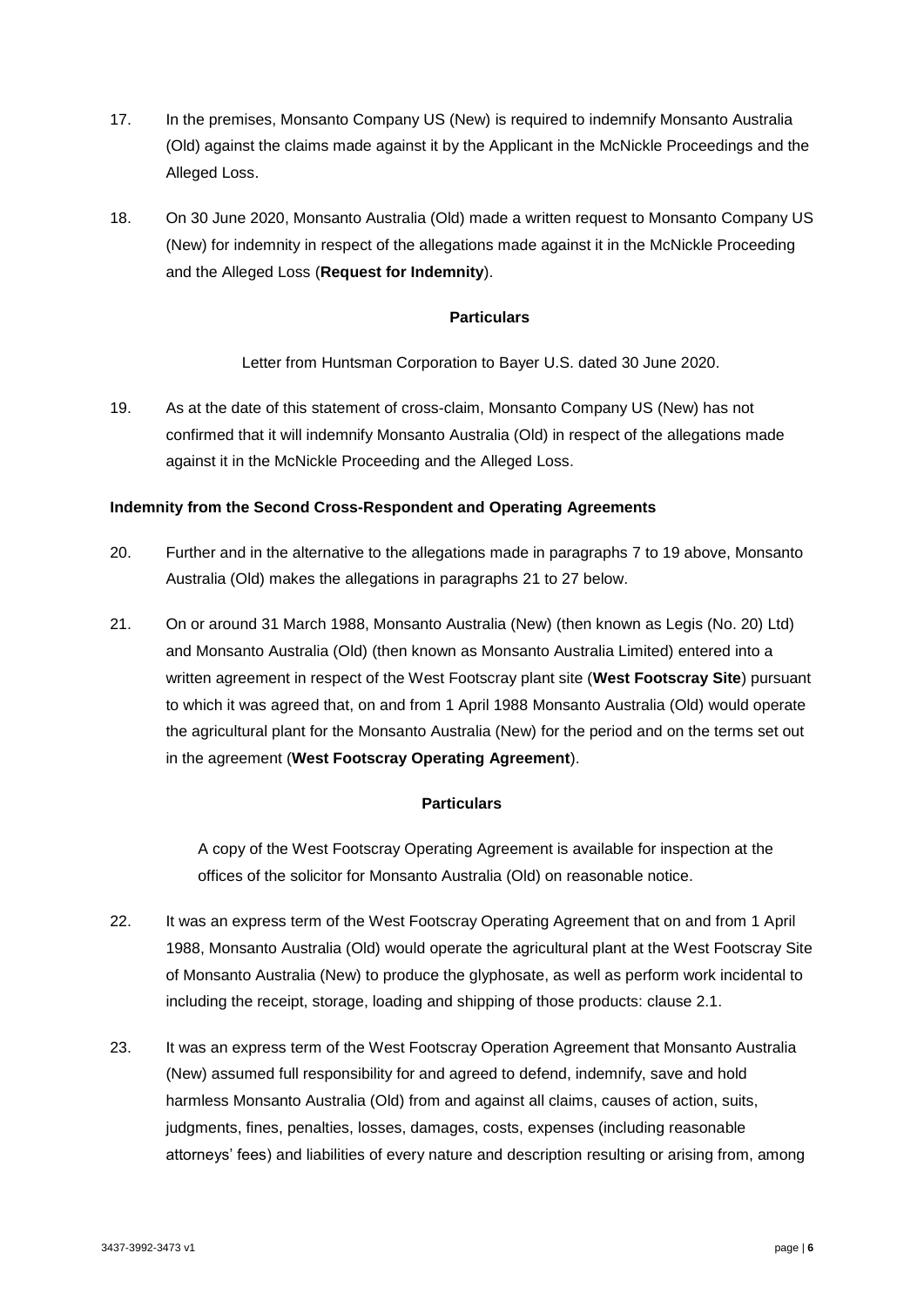17. In the premises, Monsanto Company US (New) is required to indemnify Monsanto Australia (Old) against the claims made against it by the Applicant in the McNickle Proceedings and the Alleged Loss.

18. On 30 June 2020, Monsanto Australia (Old) made a written request to Monsanto Company US (New) for indemnity in respect of the allegations made against it in the McNickle Proceeding and the Alleged Loss (**Request for Indemnity**).

**Particulars**

Letter from Huntsman Corporation to Bayer U.S. dated 30 June 2020.

19. As at the date of this statement of cross-claim, Monsanto Company US (New) has not confirmed that it will indemnify Monsanto Australia (Old) in respect of the allegations made against it in the McNickle Proceeding and the Alleged Loss.

**Indemnity from the Second Cross-Respondent and Operating Agreements**

20. Further and in the alternative to the allegations made in paragraphs 7 to 19 above, Monsanto Australia (Old) makes the allegations in paragraphs 21 to 27 below.

21. On or around 31 March 1988, Monsanto Australia (New) (then known as Legis (No. 20) Ltd) and Monsanto Australia (Old) (then known as Monsanto Australia Limited) entered into a written agreement in respect of the West Footscray plant site (**West Footscray Site**) pursuant to which it was agreed that, on and from 1 April 1988 Monsanto Australia (Old) would operate the agricultural plant for the Monsanto Australia (New) for the period and on the terms set out in the agreement (**West Footscray Operating Agreement**).

**Particulars**

A copy of the West Footscray Operating Agreement is available for inspection at the offices of the solicitor for Monsanto Australia (Old) on reasonable notice.

22. It was an express term of the West Footscray Operating Agreement that on and from 1 April 1988, Monsanto Australia (Old) would operate the agricultural plant at the West Footscray Site of Monsanto Australia (New) to produce the glyphosate, as well as perform work incidental to including the receipt, storage, loading and shipping of those products: clause 2.1.

23. It was an express term of the West Footscray Operation Agreement that Monsanto Australia (New) assumed full responsibility for and agreed to defend, indemnify, save and hold harmless Monsanto Australia (Old) from and against all claims, causes of action, suits, judgments, fines, penalties, losses, damages, costs, expenses (including reasonable attorneys' fees) and liabilities of every nature and description resulting or arising from, among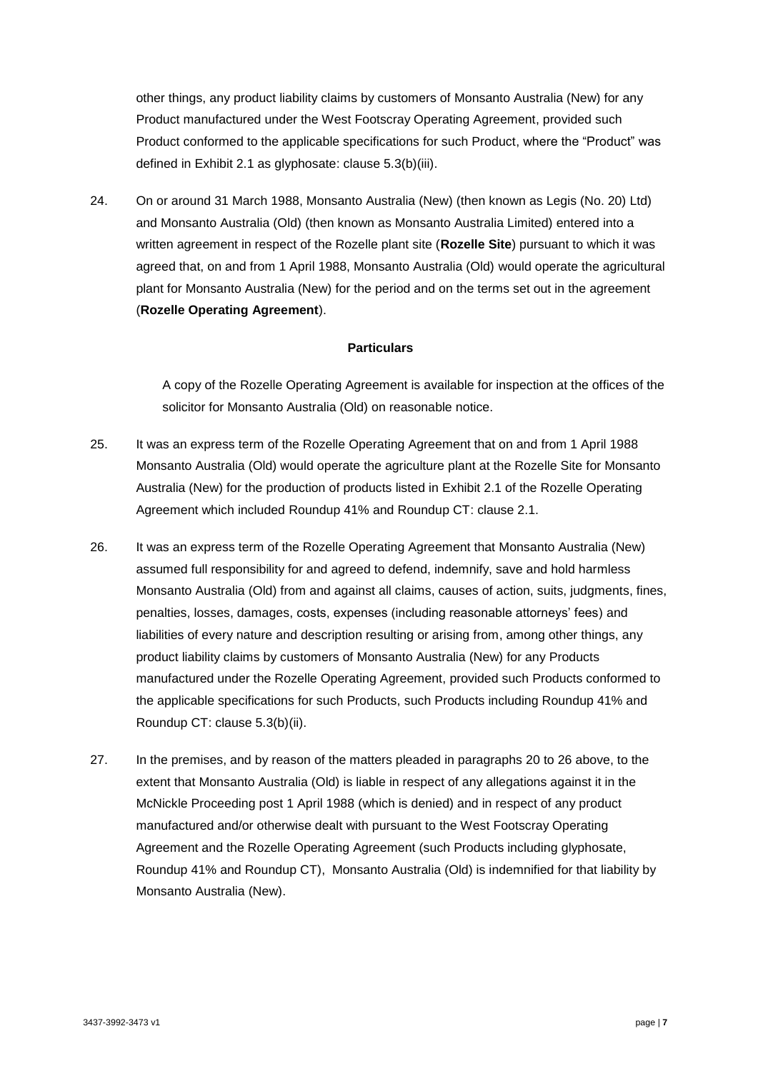other things, any product liability claims by customers of Monsanto Australia (New) for any Product manufactured under the West Footscray Operating Agreement, provided such Product conformed to the applicable specifications for such Product, where the "Product" was defined in Exhibit 2.1 as glyphosate: clause 5.3(b)(iii).

24. On or around 31 March 1988, Monsanto Australia (New) (then known as Legis (No. 20) Ltd) and Monsanto Australia (Old) (then known as Monsanto Australia Limited) entered into a written agreement in respect of the Rozelle plant site (**Rozelle Site**) pursuant to which it was agreed that, on and from 1 April 1988, Monsanto Australia (Old) would operate the agricultural plant for Monsanto Australia (New) for the period and on the terms set out in the agreement (**Rozelle Operating Agreement**).

**Particulars**

A copy of the Rozelle Operating Agreement is available for inspection at the offices of the solicitor for Monsanto Australia (Old) on reasonable notice.

25. It was an express term of the Rozelle Operating Agreement that on and from 1 April 1988 Monsanto Australia (Old) would operate the agriculture plant at the Rozelle Site for Monsanto Australia (New) for the production of products listed in Exhibit 2.1 of the Rozelle Operating Agreement which included Roundup 41% and Roundup CT: clause 2.1.

26. It was an express term of the Rozelle Operating Agreement that Monsanto Australia (New) assumed full responsibility for and agreed to defend, indemnify, save and hold harmless Monsanto Australia (Old) from and against all claims, causes of action, suits, judgments, fines, penalties, losses, damages, costs, expenses (including reasonable attorneys' fees) and liabilities of every nature and description resulting or arising from, among other things, any product liability claims by customers of Monsanto Australia (New) for any Products manufactured under the Rozelle Operating Agreement, provided such Products conformed to the applicable specifications for such Products, such Products including Roundup 41% and Roundup CT: clause 5.3(b)(ii).

27. In the premises, and by reason of the matters pleaded in paragraphs 20 to 26 above, to the extent that Monsanto Australia (Old) is liable in respect of any allegations against it in the McNickle Proceeding post 1 April 1988 (which is denied) and in respect of any product manufactured and/or otherwise dealt with pursuant to the West Footscray Operating Agreement and the Rozelle Operating Agreement (such Products including glyphosate, Roundup 41% and Roundup CT), Monsanto Australia (Old) is indemnified for that liability by Monsanto Australia (New).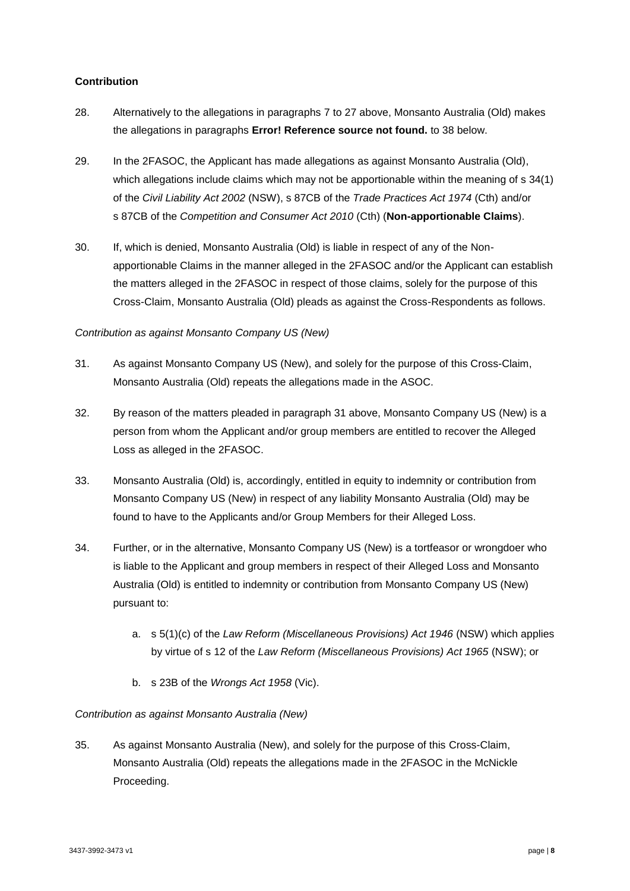**Contribution**

28. Alternatively to the allegations in paragraphs 7 to 27 above, Monsanto Australia (Old) makes the allegations in paragraphs **Error! Reference source not found.** to 38 below.

29. In the 2FASOC, the Applicant has made allegations as against Monsanto Australia (Old), which allegations include claims which may not be apportionable within the meaning of s 34(1) of the *Civil Liability Act 2002* (NSW), s 87CB of the *Trade Practices Act 1974* (Cth) and/or s 87CB of the *Competition and Consumer Act 2010* (Cth) (**Non-apportionable Claims**).

30. If, which is denied, Monsanto Australia (Old) is liable in respect of any of the Non-apportionable Claims in the manner alleged in the 2FASOC and/or the Applicant can establish the matters alleged in the 2FASOC in respect of those claims, solely for the purpose of this Cross-Claim, Monsanto Australia (Old) pleads as against the Cross-Respondents as follows.

*Contribution as against Monsanto Company US (New)*

31. As against Monsanto Company US (New), and solely for the purpose of this Cross-Claim, Monsanto Australia (Old) repeats the allegations made in the ASOC.

32. By reason of the matters pleaded in paragraph 31 above, Monsanto Company US (New) is a person from whom the Applicant and/or group members are entitled to recover the Alleged Loss as alleged in the 2FASOC.

33. Monsanto Australia (Old) is, accordingly, entitled in equity to indemnity or contribution from Monsanto Company US (New) in respect of any liability Monsanto Australia (Old) may be found to have to the Applicants and/or Group Members for their Alleged Loss.

34. Further, or in the alternative, Monsanto Company US (New) is a tortfeasor or wrongdoer who is liable to the Applicant and group members in respect of their Alleged Loss and Monsanto Australia (Old) is entitled to indemnity or contribution from Monsanto Company US (New) pursuant to:

    a. s 5(1)(c) of the *Law Reform (Miscellaneous Provisions) Act 1946* (NSW) which applies by virtue of s 12 of the *Law Reform (Miscellaneous Provisions) Act 1965* (NSW); or

    b. s 23B of the *Wrongs Act 1958* (Vic).

*Contribution as against Monsanto Australia (New)*

35. As against Monsanto Australia (New), and solely for the purpose of this Cross-Claim, Monsanto Australia (Old) repeats the allegations made in the 2FASOC in the McNickle Proceeding.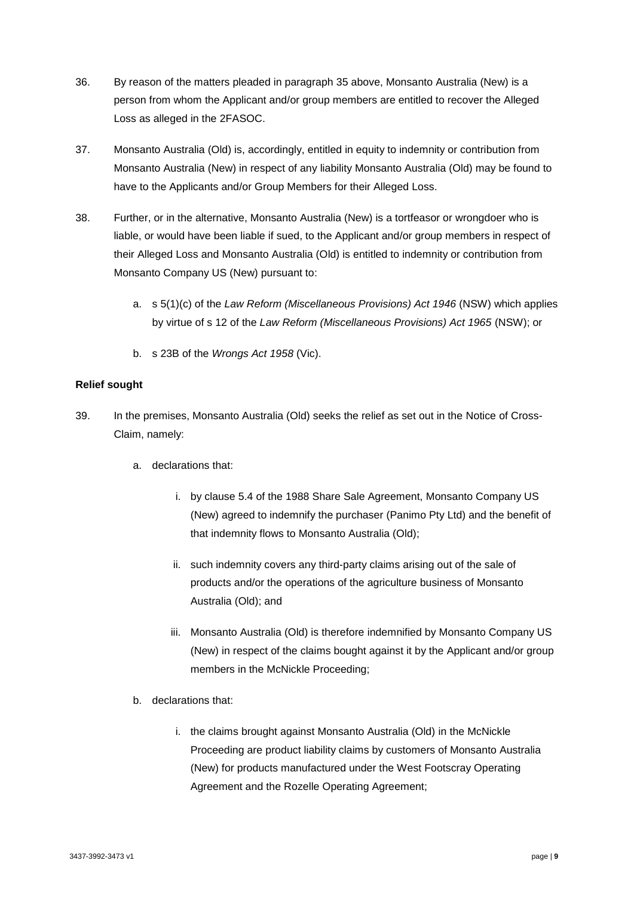36. By reason of the matters pleaded in paragraph 35 above, Monsanto Australia (New) is a person from whom the Applicant and/or group members are entitled to recover the Alleged Loss as alleged in the 2FASOC.

37. Monsanto Australia (Old) is, accordingly, entitled in equity to indemnity or contribution from Monsanto Australia (New) in respect of any liability Monsanto Australia (Old) may be found to have to the Applicants and/or Group Members for their Alleged Loss.

38. Further, or in the alternative, Monsanto Australia (New) is a tortfeasor or wrongdoer who is liable, or would have been liable if sued, to the Applicant and/or group members in respect of their Alleged Loss and Monsanto Australia (Old) is entitled to indemnity or contribution from Monsanto Company US (New) pursuant to:

   a. s 5(1)(c) of the *Law Reform (Miscellaneous Provisions) Act 1946* (NSW) which applies by virtue of s 12 of the *Law Reform (Miscellaneous Provisions) Act 1965* (NSW); or

   b. s 23B of the *Wrongs Act 1958* (Vic).

**Relief sought**

39. In the premises, Monsanto Australia (Old) seeks the relief as set out in the Notice of Cross-Claim, namely:

   a. declarations that:

      i. by clause 5.4 of the 1988 Share Sale Agreement, Monsanto Company US (New) agreed to indemnify the purchaser (Panimo Pty Ltd) and the benefit of that indemnity flows to Monsanto Australia (Old);

      ii. such indemnity covers any third-party claims arising out of the sale of products and/or the operations of the agriculture business of Monsanto Australia (Old); and

      iii. Monsanto Australia (Old) is therefore indemnified by Monsanto Company US (New) in respect of the claims bought against it by the Applicant and/or group members in the McNickle Proceeding;

   b. declarations that:

      i. the claims brought against Monsanto Australia (Old) in the McNickle Proceeding are product liability claims by customers of Monsanto Australia (New) for products manufactured under the West Footscray Operating Agreement and the Rozelle Operating Agreement;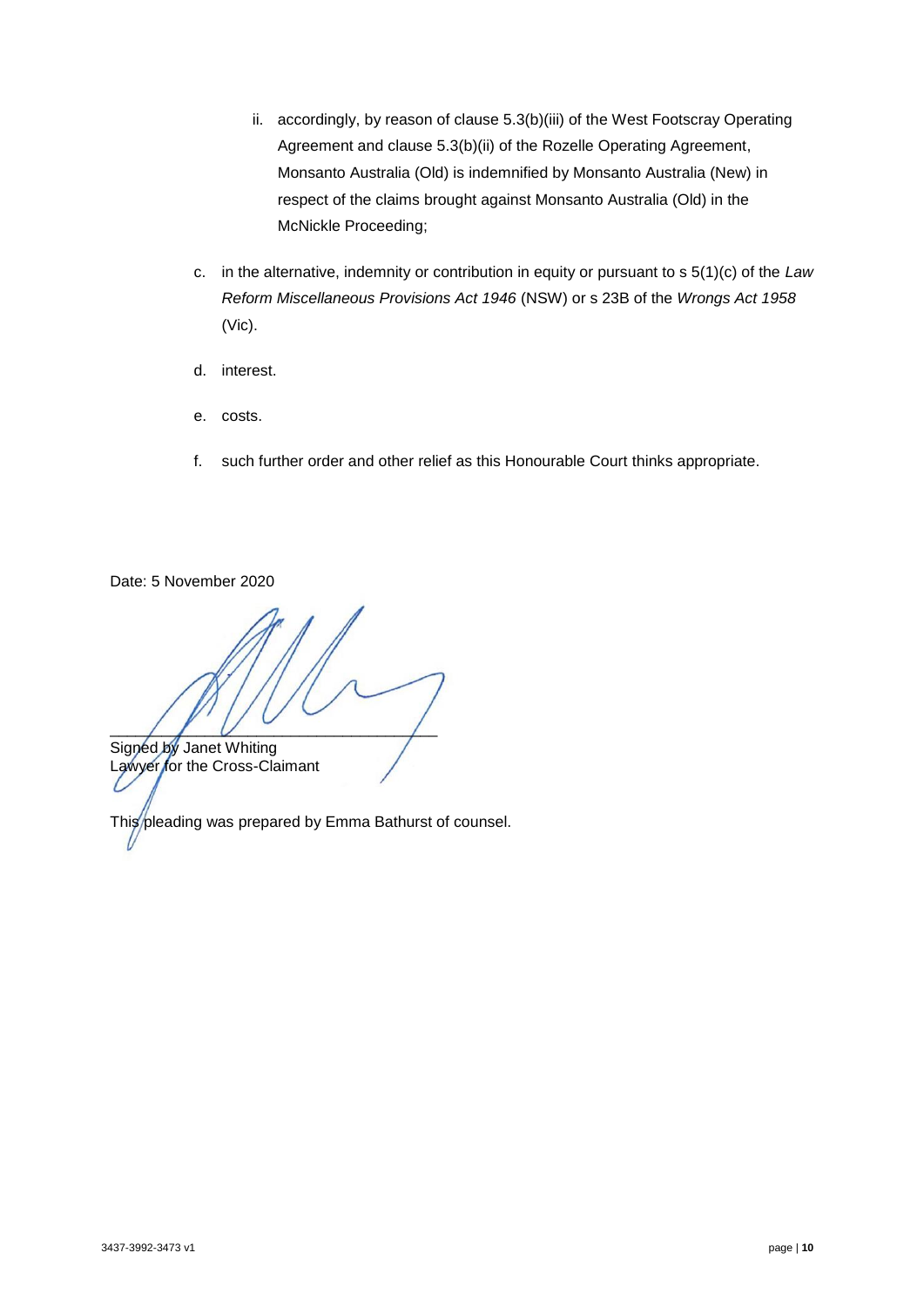ii. accordingly, by reason of clause 5.3(b)(iii) of the West Footscray Operating Agreement and clause 5.3(b)(ii) of the Rozelle Operating Agreement, Monsanto Australia (Old) is indemnified by Monsanto Australia (New) in respect of the claims brought against Monsanto Australia (Old) in the McNickle Proceeding;

c. in the alternative, indemnity or contribution in equity or pursuant to s 5(1)(c) of the *Law Reform Miscellaneous Provisions Act 1946* (NSW) or s 23B of the *Wrongs Act 1958* (Vic).

d. interest.

e. costs.

f. such further order and other relief as this Honourable Court thinks appropriate.

Date: 5 November 2020

Signed by Janet Whiting
Lawyer for the Cross-Claimant

This pleading was prepared by Emma Bathurst of counsel.

3437-3992-3473 v1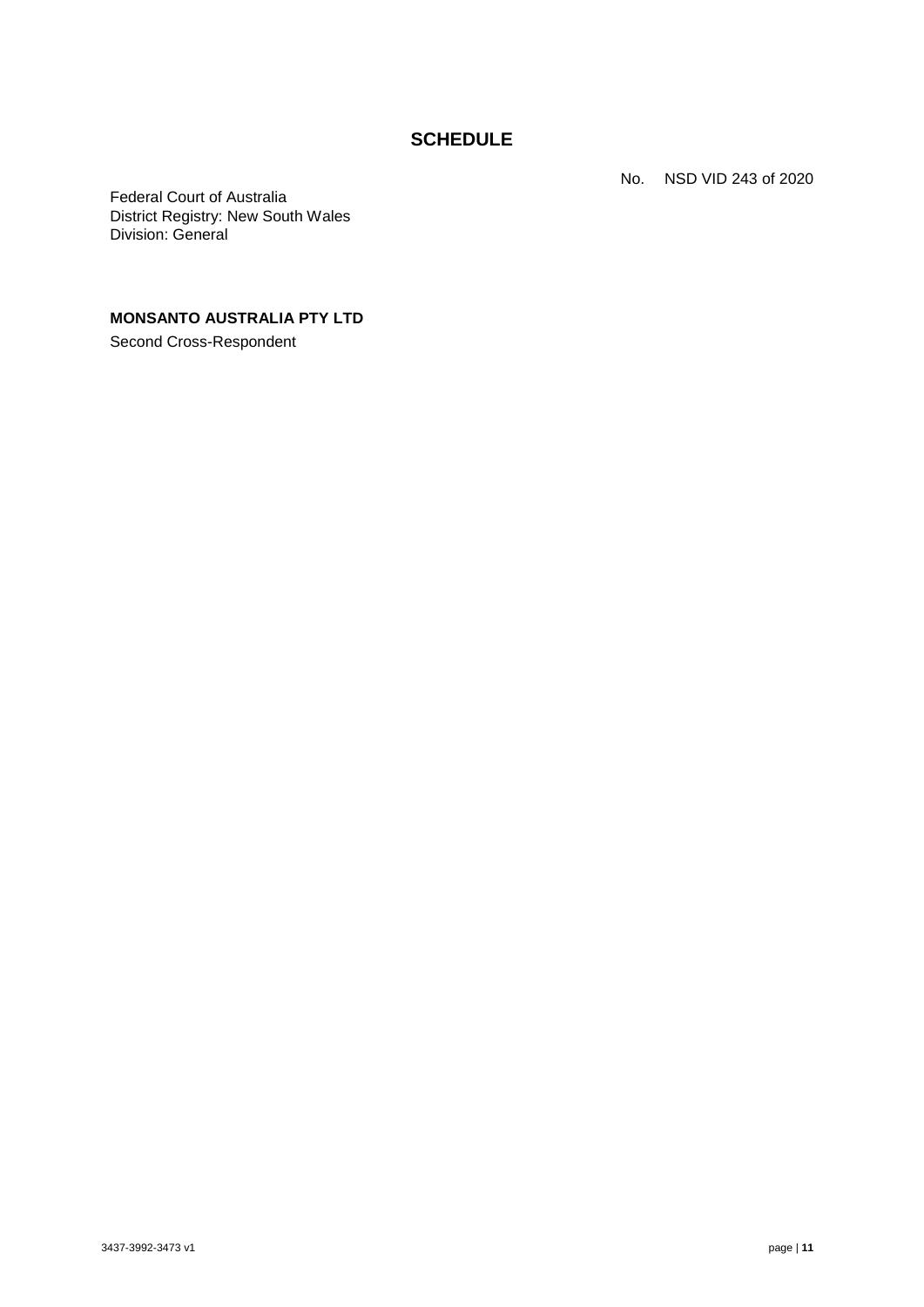## SCHEDULE

No. NSD VID 243 of 2020

Federal Court of Australia
District Registry: New South Wales
Division: General

**MONSANTO AUSTRALIA PTY LTD**

Second Cross-Respondent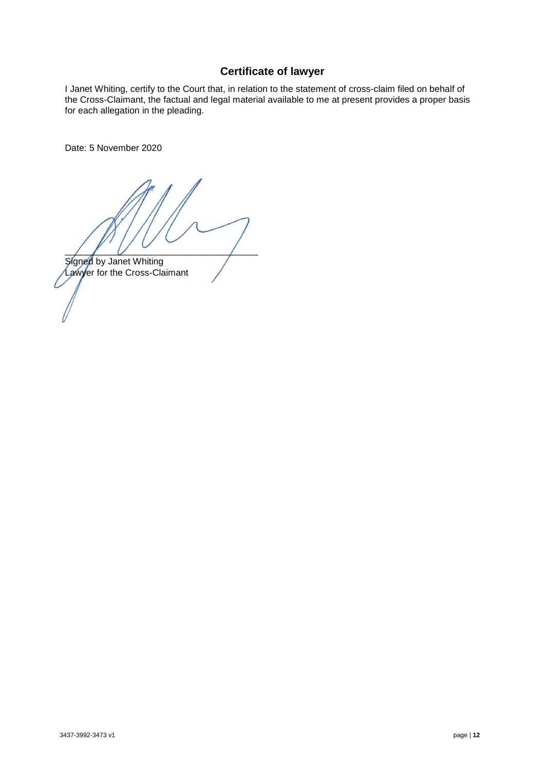## Certificate of lawyer

I Janet Whiting, certify to the Court that, in relation to the statement of cross-claim filed on behalf of the Cross-Claimant, the factual and legal material available to me at present provides a proper basis for each allegation in the pleading.

Date: 5 November 2020

\_\_\_\_\_\_\_\_\_\_\_\_\_\_\_\_\_\_\_\_\_\_\_\_\_\_\_\_\_\_\_\_\_\_\_\_\_\_

Signed by Janet Whiting
Lawyer for the Cross-Claimant

3437-3992-3473 v1